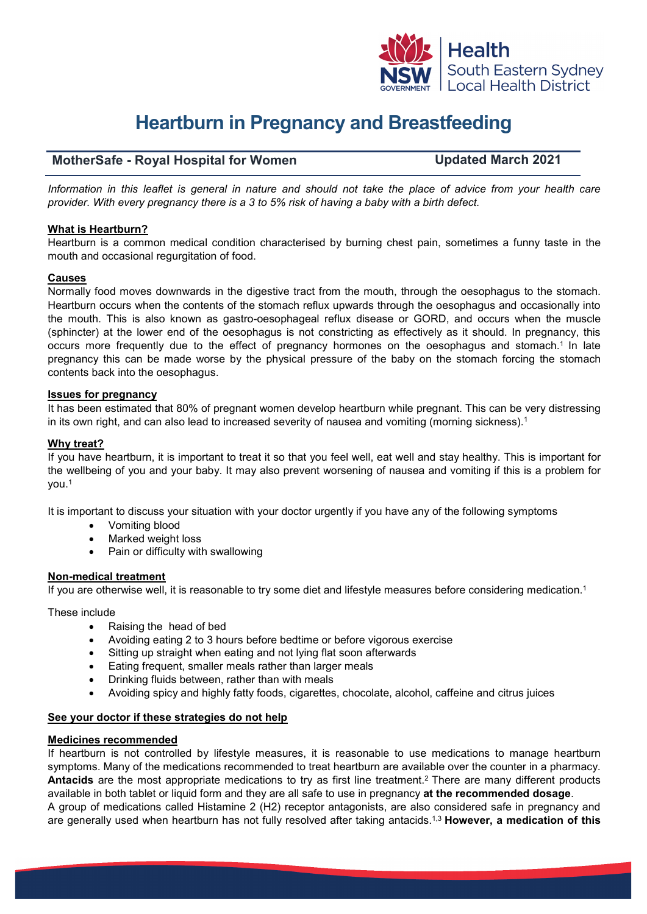# Heartburn in Pregnancy and Breastfeeding

**MotherSafe - Royal Hospital for Women** **Updated March 2021**

*Information in this leaflet is general in nature and should not take the place of advice from your health care provider. With every pregnancy there is a 3 to 5% risk of having a baby with a birth defect.*

## What is Heartburn?

Heartburn is a common medical condition characterised by burning chest pain, sometimes a funny taste in the mouth and occasional regurgitation of food.

## Causes

Normally food moves downwards in the digestive tract from the mouth, through the oesophagus to the stomach. Heartburn occurs when the contents of the stomach reflux upwards through the oesophagus and occasionally into the mouth. This is also known as gastro-oesophageal reflux disease or GORD, and occurs when the muscle (sphincter) at the lower end of the oesophagus is not constricting as effectively as it should. In pregnancy, this occurs more frequently due to the effect of pregnancy hormones on the oesophagus and stomach.[1] In late pregnancy this can be made worse by the physical pressure of the baby on the stomach forcing the stomach contents back into the oesophagus.

## Issues for pregnancy

It has been estimated that 80% of pregnant women develop heartburn while pregnant. This can be very distressing in its own right, and can also lead to increased severity of nausea and vomiting (morning sickness).[1]

## Why treat?

If you have heartburn, it is important to treat it so that you feel well, eat well and stay healthy. This is important for the wellbeing of you and your baby. It may also prevent worsening of nausea and vomiting if this is a problem for you.[1]

It is important to discuss your situation with your doctor urgently if you have any of the following symptoms

- Vomiting blood
- Marked weight loss
- Pain or difficulty with swallowing

## Non-medical treatment

If you are otherwise well, it is reasonable to try some diet and lifestyle measures before considering medication.[1]

These include

- Raising the head of bed
- Avoiding eating 2 to 3 hours before bedtime or before vigorous exercise
- Sitting up straight when eating and not lying flat soon afterwards
- Eating frequent, smaller meals rather than larger meals
- Drinking fluids between, rather than with meals
- Avoiding spicy and highly fatty foods, cigarettes, chocolate, alcohol, caffeine and citrus juices

## See your doctor if these strategies do not help

## Medicines recommended

If heartburn is not controlled by lifestyle measures, it is reasonable to use medications to manage heartburn symptoms. Many of the medications recommended to treat heartburn are available over the counter in a pharmacy. **Antacids** are the most appropriate medications to try as first line treatment.[2] There are many different products available in both tablet or liquid form and they are all safe to use in pregnancy **at the recommended dosage**.

A group of medications called Histamine 2 (H2) receptor antagonists, are also considered safe in pregnancy and are generally used when heartburn has not fully resolved after taking antacids.[1,3] **However, a medication of this**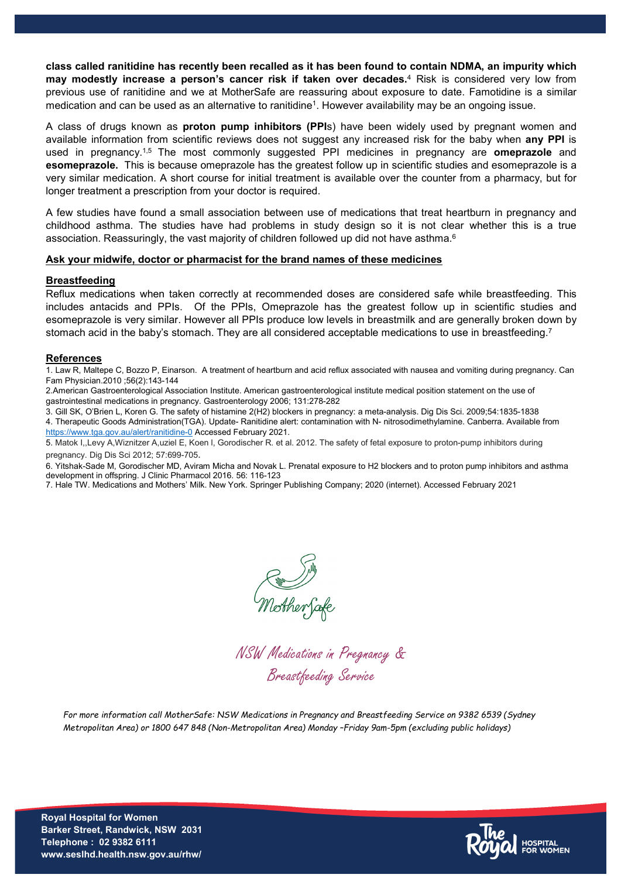**class called ranitidine has recently been recalled as it has been found to contain NDMA, an impurity which may modestly increase a person's cancer risk if taken over decades.**[4] Risk is considered very low from previous use of ranitidine and we at MotherSafe are reassuring about exposure to date. Famotidine is a similar medication and can be used as an alternative to ranitidine[1]. However availability may be an ongoing issue.

A class of drugs known as **proton pump inhibitors (PPI**s) have been widely used by pregnant women and available information from scientific reviews does not suggest any increased risk for the baby when **any PPI** is used in pregnancy.[1,5] The most commonly suggested PPI medicines in pregnancy are **omeprazole** and **esomeprazole.** This is because omeprazole has the greatest follow up in scientific studies and esomeprazole is a very similar medication. A short course for initial treatment is available over the counter from a pharmacy, but for longer treatment a prescription from your doctor is required.

A few studies have found a small association between use of medications that treat heartburn in pregnancy and childhood asthma. The studies have had problems in study design so it is not clear whether this is a true association. Reassuringly, the vast majority of children followed up did not have asthma.[6]

**Ask your midwife, doctor or pharmacist for the brand names of these medicines**

## Breastfeeding

Reflux medications when taken correctly at recommended doses are considered safe while breastfeeding. This includes antacids and PPIs. Of the PPIs, Omeprazole has the greatest follow up in scientific studies and esomeprazole is very similar. However all PPIs produce low levels in breastmilk and are generally broken down by stomach acid in the baby's stomach. They are all considered acceptable medications to use in breastfeeding.[7]

## References

1. Law R, Maltepe C, Bozzo P, Einarson. A treatment of heartburn and acid reflux associated with nausea and vomiting during pregnancy. Can Fam Physician.2010 ;56(2):143-144
2. American Gastroenterological Association Institute. American gastroenterological institute medical position statement on the use of gastrointestinal medications in pregnancy. Gastroenterology 2006; 131:278-282
3. Gill SK, O'Brien L, Koren G. The safety of histamine 2(H2) blockers in pregnancy: a meta-analysis. Dig Dis Sci. 2009;54:1835-1838
4. Therapeutic Goods Administration(TGA). Update- Ranitidine alert: contamination with N- nitrosodimethylamine. Canberra. Available from https://www.tga.gov.au/alert/ranitidine-0 Accessed February 2021.
5. Matok I,,Levy A,Wiznitzer A,uziel E, Koen I, Gorodischer R. et al. 2012. The safety of fetal exposure to proton-pump inhibitors during pregnancy. Dig Dis Sci 2012; 57:699-705.
6. Yitshak-Sade M, Gorodischer MD, Aviram Micha and Novak L. Prenatal exposure to H2 blockers and to proton pump inhibitors and asthma development in offspring. J Clinic Pharmacol 2016. 56: 116-123
7. Hale TW. Medications and Mothers' Milk. New York. Springer Publishing Company; 2020 (internet). Accessed February 2021

MotherSafe

*NSW Medications in Pregnancy & Breastfeeding Service*

*For more information call MotherSafe: NSW Medications in Pregnancy and Breastfeeding Service on 9382 6539 (Sydney Metropolitan Area) or 1800 647 848 (Non-Metropolitan Area) Monday –Friday 9am-5pm (excluding public holidays)*

**Royal Hospital for Women**
**Barker Street, Randwick, NSW 2031**
**Telephone : 02 9382 6111**
**www.seslhd.health.nsw.gov.au/rhw/**

The Royal HOSPITAL FOR WOMEN